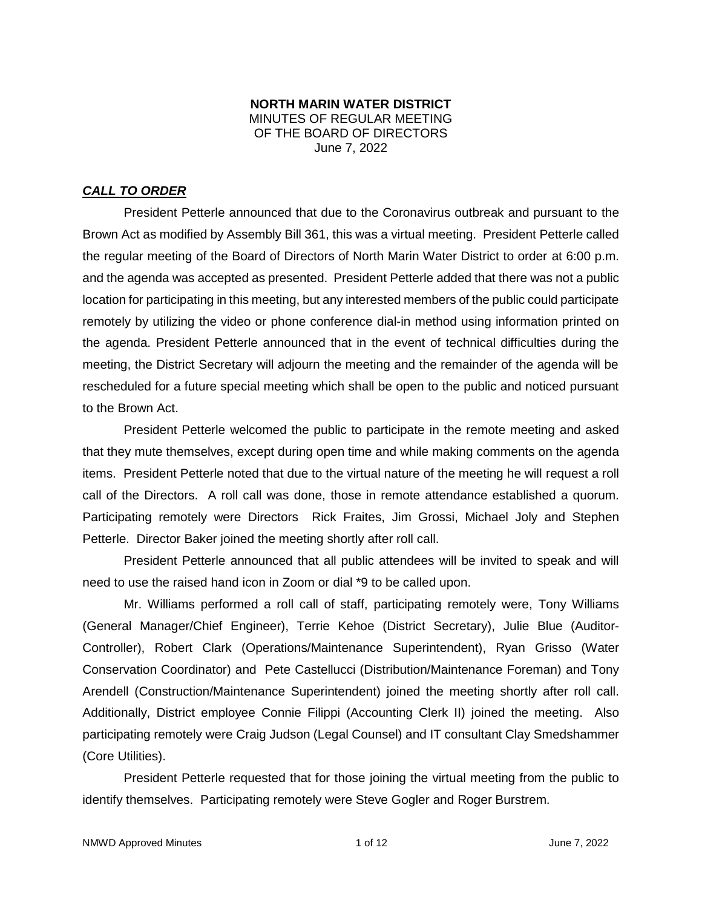**NORTH MARIN WATER DISTRICT**
MINUTES OF REGULAR MEETING
OF THE BOARD OF DIRECTORS
June 7, 2022

***CALL TO ORDER***

President Petterle announced that due to the Coronavirus outbreak and pursuant to the Brown Act as modified by Assembly Bill 361, this was a virtual meeting. President Petterle called the regular meeting of the Board of Directors of North Marin Water District to order at 6:00 p.m. and the agenda was accepted as presented. President Petterle added that there was not a public location for participating in this meeting, but any interested members of the public could participate remotely by utilizing the video or phone conference dial-in method using information printed on the agenda. President Petterle announced that in the event of technical difficulties during the meeting, the District Secretary will adjourn the meeting and the remainder of the agenda will be rescheduled for a future special meeting which shall be open to the public and noticed pursuant to the Brown Act.

President Petterle welcomed the public to participate in the remote meeting and asked that they mute themselves, except during open time and while making comments on the agenda items. President Petterle noted that due to the virtual nature of the meeting he will request a roll call of the Directors. A roll call was done, those in remote attendance established a quorum. Participating remotely were Directors Rick Fraites, Jim Grossi, Michael Joly and Stephen Petterle. Director Baker joined the meeting shortly after roll call.

President Petterle announced that all public attendees will be invited to speak and will need to use the raised hand icon in Zoom or dial *9 to be called upon.

Mr. Williams performed a roll call of staff, participating remotely were, Tony Williams (General Manager/Chief Engineer), Terrie Kehoe (District Secretary), Julie Blue (Auditor-Controller), Robert Clark (Operations/Maintenance Superintendent), Ryan Grisso (Water Conservation Coordinator) and Pete Castellucci (Distribution/Maintenance Foreman) and Tony Arendell (Construction/Maintenance Superintendent) joined the meeting shortly after roll call. Additionally, District employee Connie Filippi (Accounting Clerk II) joined the meeting. Also participating remotely were Craig Judson (Legal Counsel) and IT consultant Clay Smedshammer (Core Utilities).

President Petterle requested that for those joining the virtual meeting from the public to identify themselves. Participating remotely were Steve Gogler and Roger Burstrem.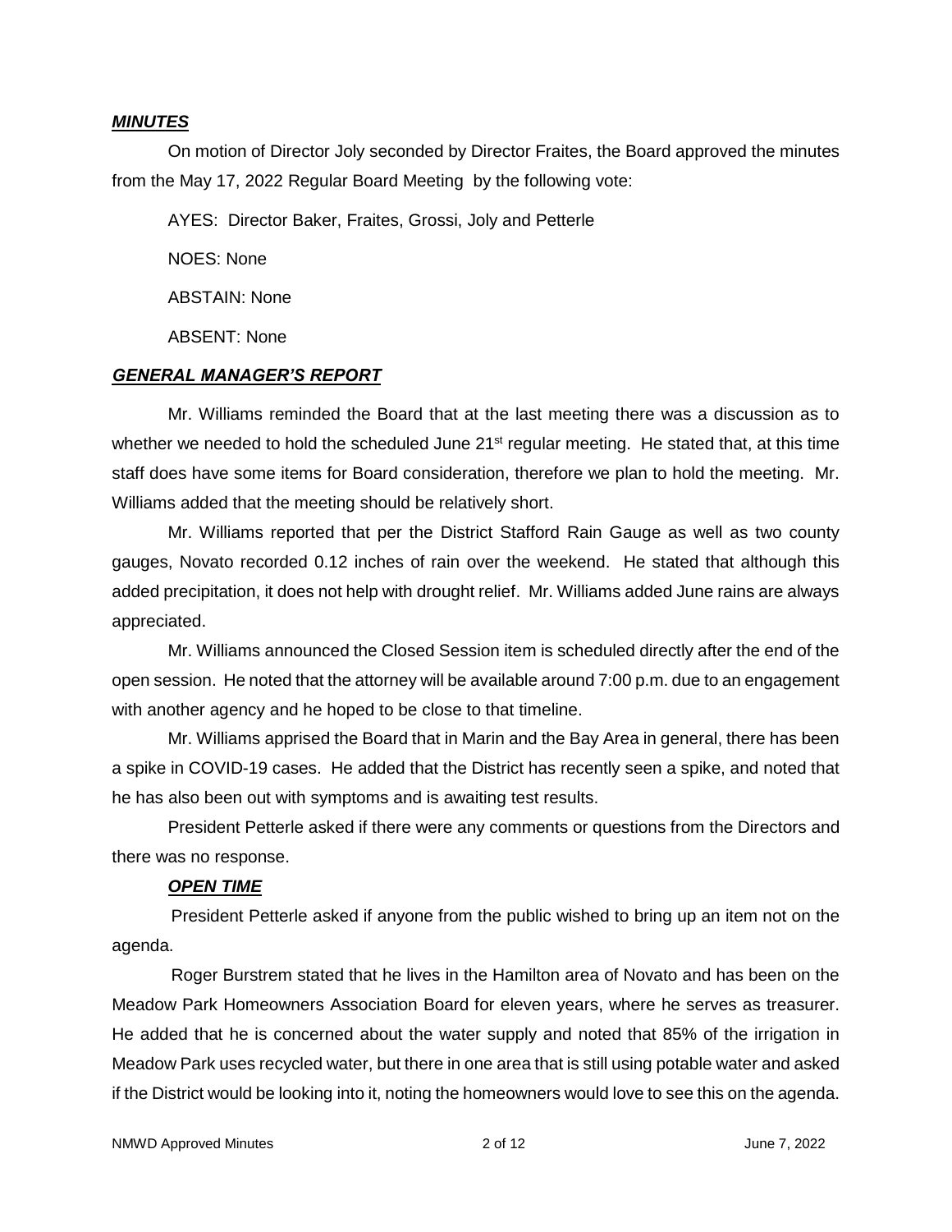***MINUTES***

On motion of Director Joly seconded by Director Fraites, the Board approved the minutes from the May 17, 2022 Regular Board Meeting by the following vote:

AYES: Director Baker, Fraites, Grossi, Joly and Petterle

NOES: None

ABSTAIN: None

ABSENT: None

***GENERAL MANAGER'S REPORT***

Mr. Williams reminded the Board that at the last meeting there was a discussion as to whether we needed to hold the scheduled June 21st regular meeting. He stated that, at this time staff does have some items for Board consideration, therefore we plan to hold the meeting. Mr. Williams added that the meeting should be relatively short.

Mr. Williams reported that per the District Stafford Rain Gauge as well as two county gauges, Novato recorded 0.12 inches of rain over the weekend. He stated that although this added precipitation, it does not help with drought relief. Mr. Williams added June rains are always appreciated.

Mr. Williams announced the Closed Session item is scheduled directly after the end of the open session. He noted that the attorney will be available around 7:00 p.m. due to an engagement with another agency and he hoped to be close to that timeline.

Mr. Williams apprised the Board that in Marin and the Bay Area in general, there has been a spike in COVID-19 cases. He added that the District has recently seen a spike, and noted that he has also been out with symptoms and is awaiting test results.

President Petterle asked if there were any comments or questions from the Directors and there was no response.

***OPEN TIME***

President Petterle asked if anyone from the public wished to bring up an item not on the agenda.

Roger Burstrem stated that he lives in the Hamilton area of Novato and has been on the Meadow Park Homeowners Association Board for eleven years, where he serves as treasurer. He added that he is concerned about the water supply and noted that 85% of the irrigation in Meadow Park uses recycled water, but there in one area that is still using potable water and asked if the District would be looking into it, noting the homeowners would love to see this on the agenda.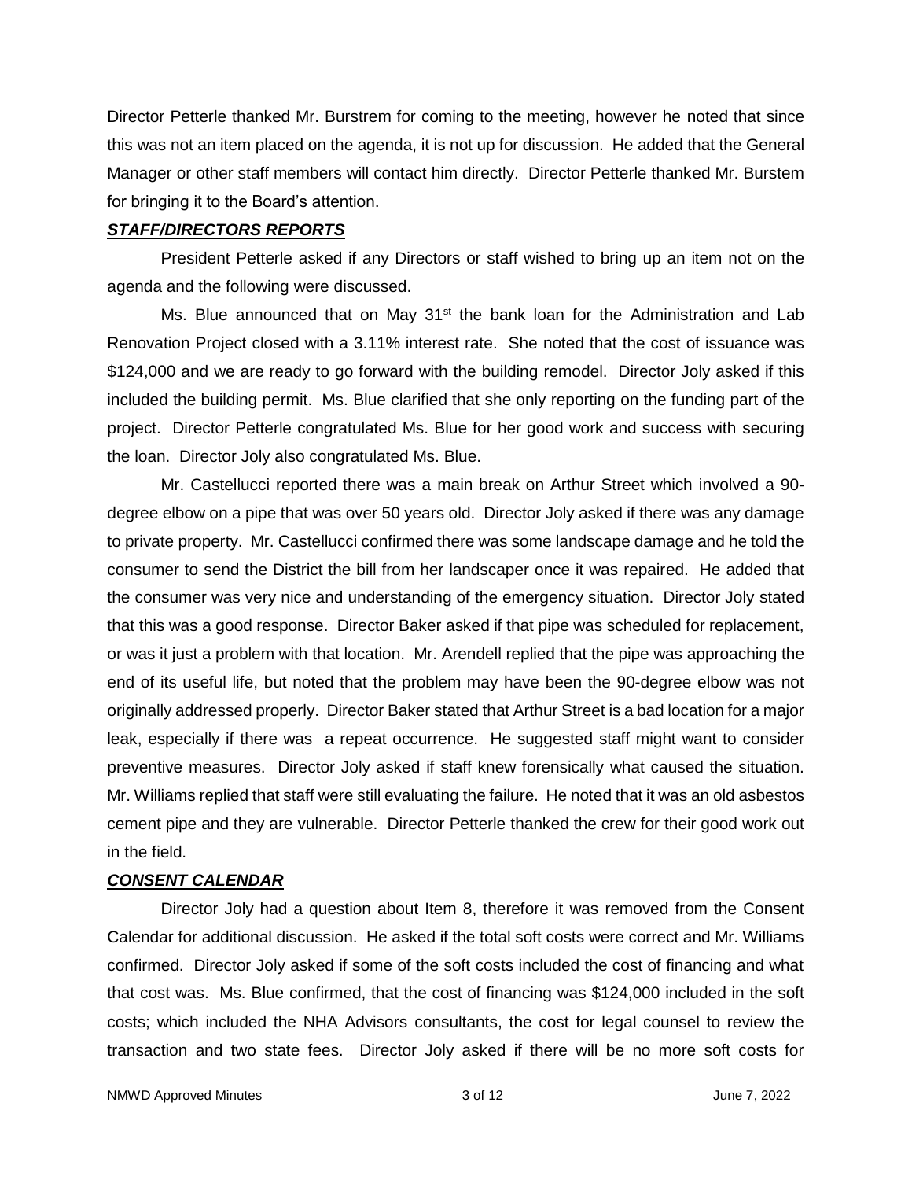Director Petterle thanked Mr. Burstrem for coming to the meeting, however he noted that since this was not an item placed on the agenda, it is not up for discussion. He added that the General Manager or other staff members will contact him directly. Director Petterle thanked Mr. Burstem for bringing it to the Board's attention.

***STAFF/DIRECTORS REPORTS***

President Petterle asked if any Directors or staff wished to bring up an item not on the agenda and the following were discussed.

Ms. Blue announced that on May 31st the bank loan for the Administration and Lab Renovation Project closed with a 3.11% interest rate. She noted that the cost of issuance was $124,000 and we are ready to go forward with the building remodel. Director Joly asked if this included the building permit. Ms. Blue clarified that she only reporting on the funding part of the project. Director Petterle congratulated Ms. Blue for her good work and success with securing the loan. Director Joly also congratulated Ms. Blue.

Mr. Castellucci reported there was a main break on Arthur Street which involved a 90-degree elbow on a pipe that was over 50 years old. Director Joly asked if there was any damage to private property. Mr. Castellucci confirmed there was some landscape damage and he told the consumer to send the District the bill from her landscaper once it was repaired. He added that the consumer was very nice and understanding of the emergency situation. Director Joly stated that this was a good response. Director Baker asked if that pipe was scheduled for replacement, or was it just a problem with that location. Mr. Arendell replied that the pipe was approaching the end of its useful life, but noted that the problem may have been the 90-degree elbow was not originally addressed properly. Director Baker stated that Arthur Street is a bad location for a major leak, especially if there was a repeat occurrence. He suggested staff might want to consider preventive measures. Director Joly asked if staff knew forensically what caused the situation. Mr. Williams replied that staff were still evaluating the failure. He noted that it was an old asbestos cement pipe and they are vulnerable. Director Petterle thanked the crew for their good work out in the field.

***CONSENT CALENDAR***

Director Joly had a question about Item 8, therefore it was removed from the Consent Calendar for additional discussion. He asked if the total soft costs were correct and Mr. Williams confirmed. Director Joly asked if some of the soft costs included the cost of financing and what that cost was. Ms. Blue confirmed, that the cost of financing was $124,000 included in the soft costs; which included the NHA Advisors consultants, the cost for legal counsel to review the transaction and two state fees. Director Joly asked if there will be no more soft costs for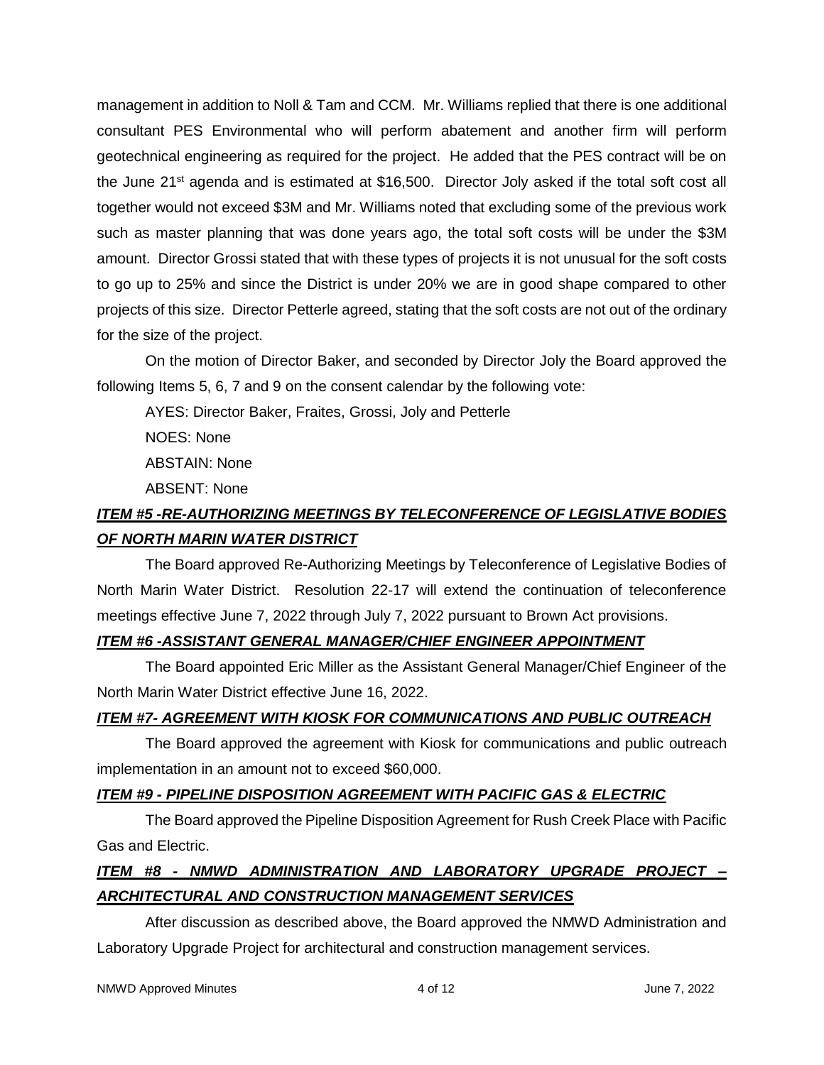management in addition to Noll & Tam and CCM. Mr. Williams replied that there is one additional consultant PES Environmental who will perform abatement and another firm will perform geotechnical engineering as required for the project. He added that the PES contract will be on the June 21st agenda and is estimated at $16,500. Director Joly asked if the total soft cost all together would not exceed $3M and Mr. Williams noted that excluding some of the previous work such as master planning that was done years ago, the total soft costs will be under the $3M amount. Director Grossi stated that with these types of projects it is not unusual for the soft costs to go up to 25% and since the District is under 20% we are in good shape compared to other projects of this size. Director Petterle agreed, stating that the soft costs are not out of the ordinary for the size of the project.

On the motion of Director Baker, and seconded by Director Joly the Board approved the following Items 5, 6, 7 and 9 on the consent calendar by the following vote:

AYES: Director Baker, Fraites, Grossi, Joly and Petterle

NOES: None

ABSTAIN: None

ABSENT: None

***ITEM #5 -RE-AUTHORIZING MEETINGS BY TELECONFERENCE OF LEGISLATIVE BODIES OF NORTH MARIN WATER DISTRICT***

The Board approved Re-Authorizing Meetings by Teleconference of Legislative Bodies of North Marin Water District. Resolution 22-17 will extend the continuation of teleconference meetings effective June 7, 2022 through July 7, 2022 pursuant to Brown Act provisions.

***ITEM #6 -ASSISTANT GENERAL MANAGER/CHIEF ENGINEER APPOINTMENT***

The Board appointed Eric Miller as the Assistant General Manager/Chief Engineer of the North Marin Water District effective June 16, 2022.

***ITEM #7- AGREEMENT WITH KIOSK FOR COMMUNICATIONS AND PUBLIC OUTREACH***

The Board approved the agreement with Kiosk for communications and public outreach implementation in an amount not to exceed $60,000.

***ITEM #9 - PIPELINE DISPOSITION AGREEMENT WITH PACIFIC GAS & ELECTRIC***

The Board approved the Pipeline Disposition Agreement for Rush Creek Place with Pacific Gas and Electric.

***ITEM #8 - NMWD ADMINISTRATION AND LABORATORY UPGRADE PROJECT – ARCHITECTURAL AND CONSTRUCTION MANAGEMENT SERVICES***

After discussion as described above, the Board approved the NMWD Administration and Laboratory Upgrade Project for architectural and construction management services.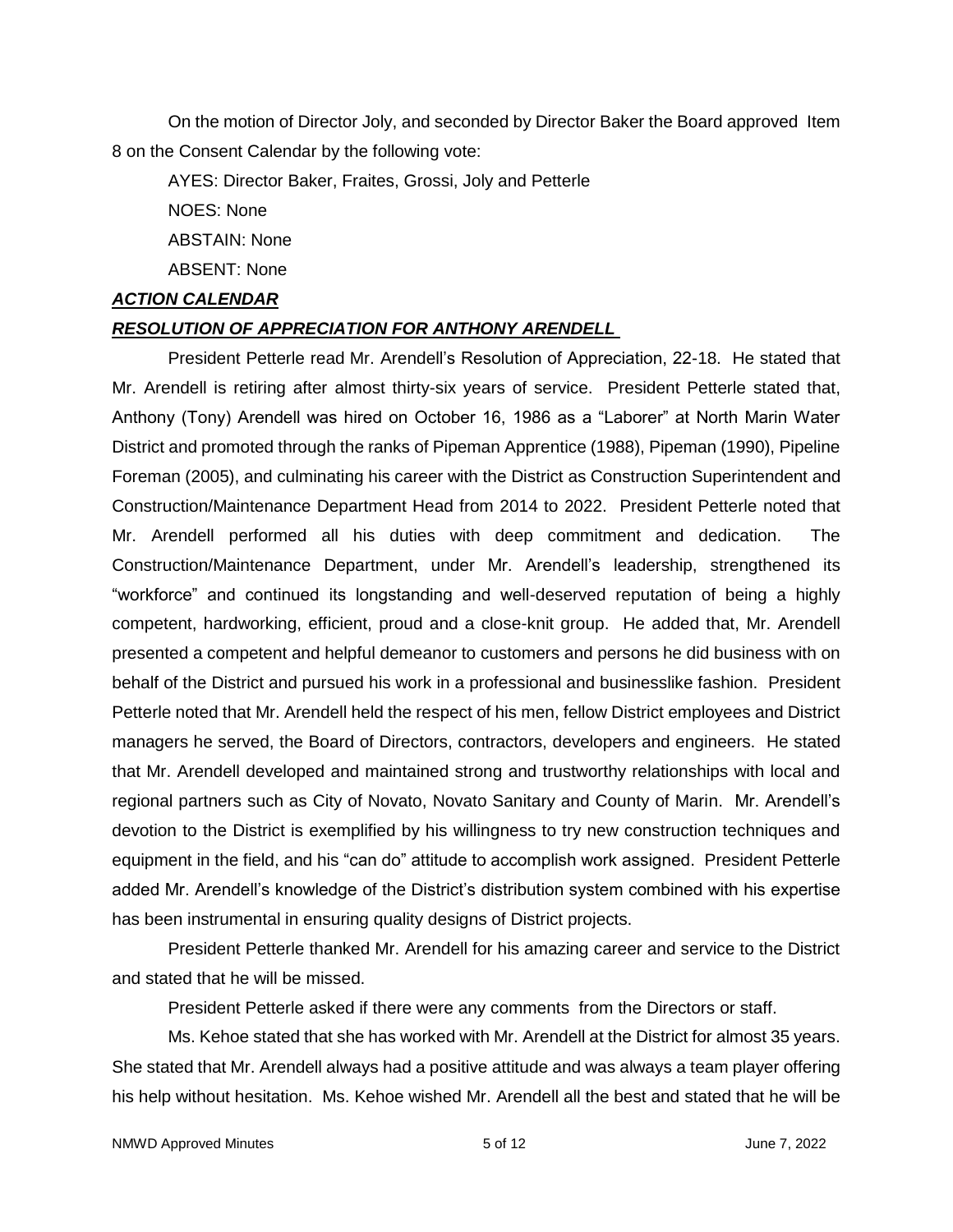On the motion of Director Joly, and seconded by Director Baker the Board approved Item 8 on the Consent Calendar by the following vote:

AYES: Director Baker, Fraites, Grossi, Joly and Petterle

NOES: None

ABSTAIN: None

ABSENT: None

***ACTION CALENDAR***

***RESOLUTION OF APPRECIATION FOR ANTHONY ARENDELL***

President Petterle read Mr. Arendell's Resolution of Appreciation, 22-18. He stated that Mr. Arendell is retiring after almost thirty-six years of service. President Petterle stated that, Anthony (Tony) Arendell was hired on October 16, 1986 as a "Laborer" at North Marin Water District and promoted through the ranks of Pipeman Apprentice (1988), Pipeman (1990), Pipeline Foreman (2005), and culminating his career with the District as Construction Superintendent and Construction/Maintenance Department Head from 2014 to 2022. President Petterle noted that Mr. Arendell performed all his duties with deep commitment and dedication. The Construction/Maintenance Department, under Mr. Arendell's leadership, strengthened its "workforce" and continued its longstanding and well-deserved reputation of being a highly competent, hardworking, efficient, proud and a close-knit group. He added that, Mr. Arendell presented a competent and helpful demeanor to customers and persons he did business with on behalf of the District and pursued his work in a professional and businesslike fashion. President Petterle noted that Mr. Arendell held the respect of his men, fellow District employees and District managers he served, the Board of Directors, contractors, developers and engineers. He stated that Mr. Arendell developed and maintained strong and trustworthy relationships with local and regional partners such as City of Novato, Novato Sanitary and County of Marin. Mr. Arendell's devotion to the District is exemplified by his willingness to try new construction techniques and equipment in the field, and his "can do" attitude to accomplish work assigned. President Petterle added Mr. Arendell's knowledge of the District's distribution system combined with his expertise has been instrumental in ensuring quality designs of District projects.

President Petterle thanked Mr. Arendell for his amazing career and service to the District and stated that he will be missed.

President Petterle asked if there were any comments from the Directors or staff.

Ms. Kehoe stated that she has worked with Mr. Arendell at the District for almost 35 years. She stated that Mr. Arendell always had a positive attitude and was always a team player offering his help without hesitation. Ms. Kehoe wished Mr. Arendell all the best and stated that he will be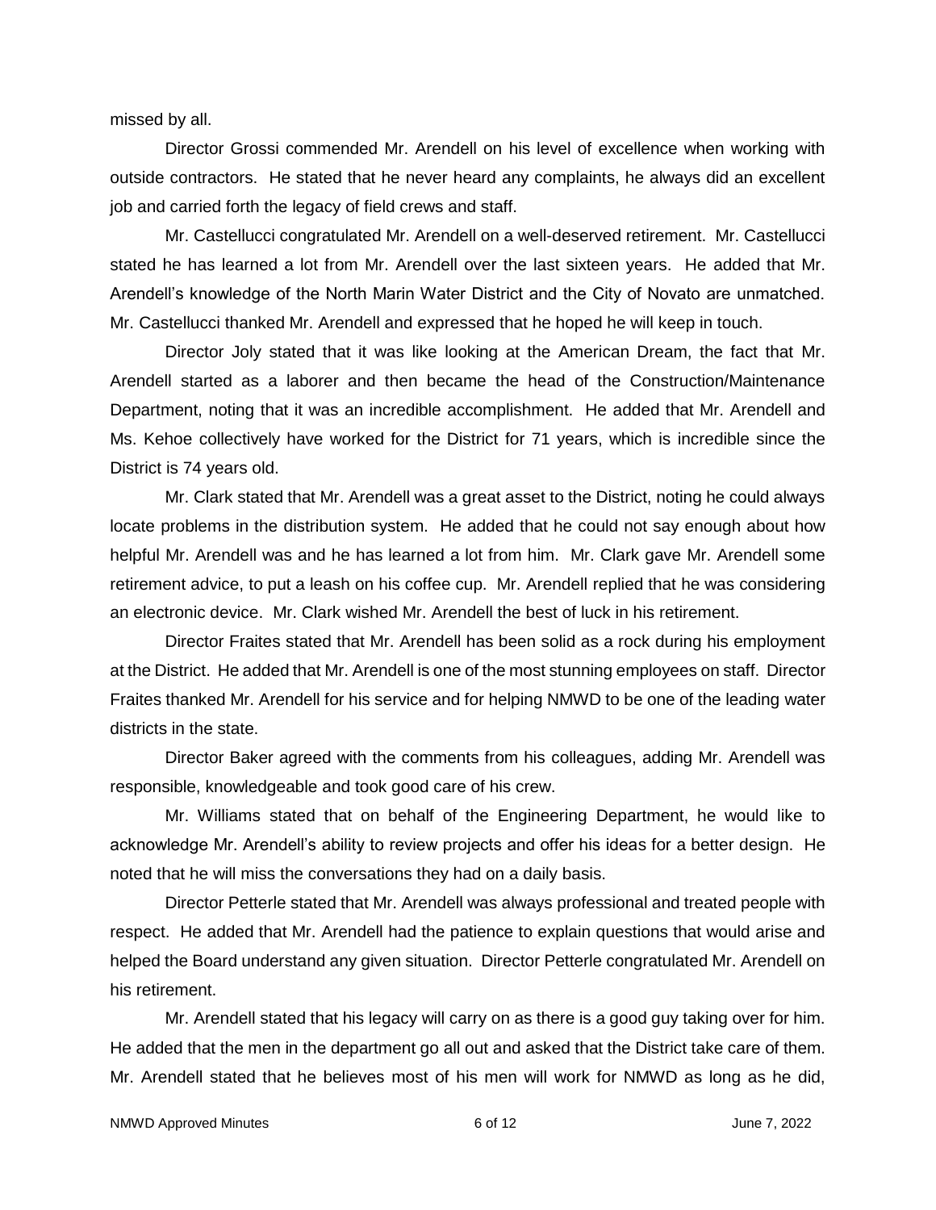missed by all.

Director Grossi commended Mr. Arendell on his level of excellence when working with outside contractors. He stated that he never heard any complaints, he always did an excellent job and carried forth the legacy of field crews and staff.

Mr. Castellucci congratulated Mr. Arendell on a well-deserved retirement. Mr. Castellucci stated he has learned a lot from Mr. Arendell over the last sixteen years. He added that Mr. Arendell's knowledge of the North Marin Water District and the City of Novato are unmatched. Mr. Castellucci thanked Mr. Arendell and expressed that he hoped he will keep in touch.

Director Joly stated that it was like looking at the American Dream, the fact that Mr. Arendell started as a laborer and then became the head of the Construction/Maintenance Department, noting that it was an incredible accomplishment. He added that Mr. Arendell and Ms. Kehoe collectively have worked for the District for 71 years, which is incredible since the District is 74 years old.

Mr. Clark stated that Mr. Arendell was a great asset to the District, noting he could always locate problems in the distribution system. He added that he could not say enough about how helpful Mr. Arendell was and he has learned a lot from him. Mr. Clark gave Mr. Arendell some retirement advice, to put a leash on his coffee cup. Mr. Arendell replied that he was considering an electronic device. Mr. Clark wished Mr. Arendell the best of luck in his retirement.

Director Fraites stated that Mr. Arendell has been solid as a rock during his employment at the District. He added that Mr. Arendell is one of the most stunning employees on staff. Director Fraites thanked Mr. Arendell for his service and for helping NMWD to be one of the leading water districts in the state.

Director Baker agreed with the comments from his colleagues, adding Mr. Arendell was responsible, knowledgeable and took good care of his crew.

Mr. Williams stated that on behalf of the Engineering Department, he would like to acknowledge Mr. Arendell's ability to review projects and offer his ideas for a better design. He noted that he will miss the conversations they had on a daily basis.

Director Petterle stated that Mr. Arendell was always professional and treated people with respect. He added that Mr. Arendell had the patience to explain questions that would arise and helped the Board understand any given situation. Director Petterle congratulated Mr. Arendell on his retirement.

Mr. Arendell stated that his legacy will carry on as there is a good guy taking over for him. He added that the men in the department go all out and asked that the District take care of them. Mr. Arendell stated that he believes most of his men will work for NMWD as long as he did,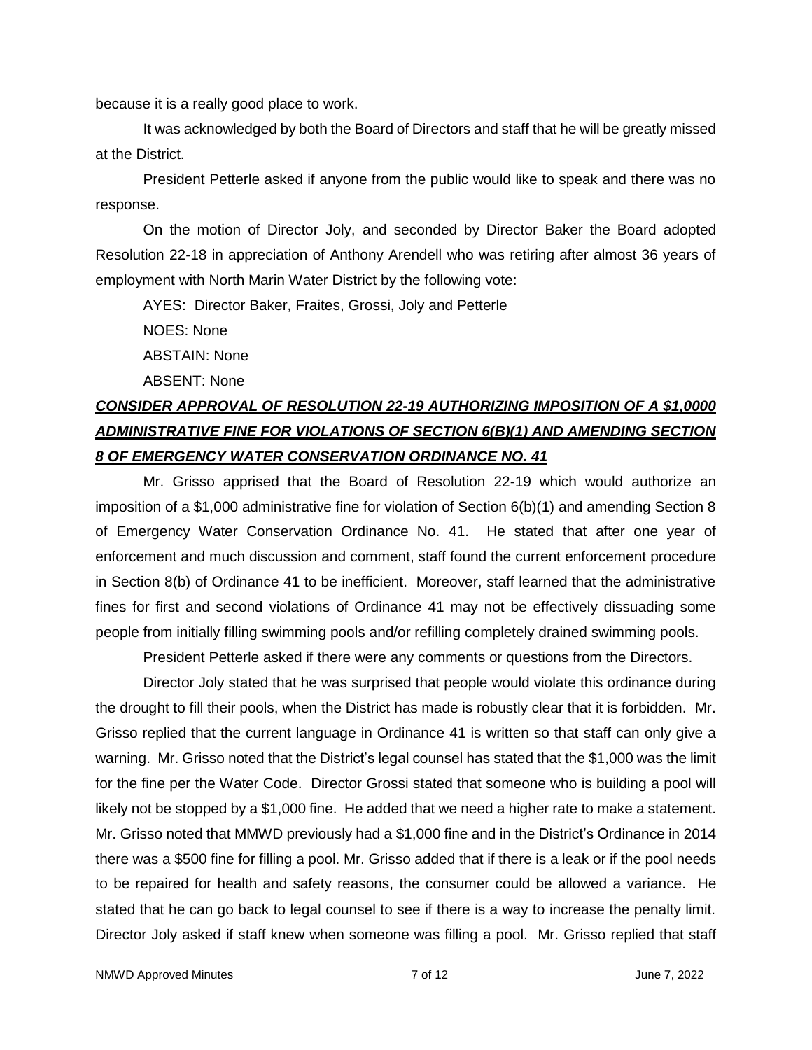because it is a really good place to work.

It was acknowledged by both the Board of Directors and staff that he will be greatly missed at the District.

President Petterle asked if anyone from the public would like to speak and there was no response.

On the motion of Director Joly, and seconded by Director Baker the Board adopted Resolution 22-18 in appreciation of Anthony Arendell who was retiring after almost 36 years of employment with North Marin Water District by the following vote:

AYES: Director Baker, Fraites, Grossi, Joly and Petterle

NOES: None

ABSTAIN: None

ABSENT: None

***CONSIDER APPROVAL OF RESOLUTION 22-19 AUTHORIZING IMPOSITION OF A $1,0000 ADMINISTRATIVE FINE FOR VIOLATIONS OF SECTION 6(B)(1) AND AMENDING SECTION 8 OF EMERGENCY WATER CONSERVATION ORDINANCE NO. 41***

Mr. Grisso apprised that the Board of Resolution 22-19 which would authorize an imposition of a $1,000 administrative fine for violation of Section 6(b)(1) and amending Section 8 of Emergency Water Conservation Ordinance No. 41. He stated that after one year of enforcement and much discussion and comment, staff found the current enforcement procedure in Section 8(b) of Ordinance 41 to be inefficient. Moreover, staff learned that the administrative fines for first and second violations of Ordinance 41 may not be effectively dissuading some people from initially filling swimming pools and/or refilling completely drained swimming pools.

President Petterle asked if there were any comments or questions from the Directors.

Director Joly stated that he was surprised that people would violate this ordinance during the drought to fill their pools, when the District has made is robustly clear that it is forbidden. Mr. Grisso replied that the current language in Ordinance 41 is written so that staff can only give a warning. Mr. Grisso noted that the District's legal counsel has stated that the $1,000 was the limit for the fine per the Water Code. Director Grossi stated that someone who is building a pool will likely not be stopped by a $1,000 fine. He added that we need a higher rate to make a statement. Mr. Grisso noted that MMWD previously had a $1,000 fine and in the District's Ordinance in 2014 there was a $500 fine for filling a pool. Mr. Grisso added that if there is a leak or if the pool needs to be repaired for health and safety reasons, the consumer could be allowed a variance. He stated that he can go back to legal counsel to see if there is a way to increase the penalty limit. Director Joly asked if staff knew when someone was filling a pool. Mr. Grisso replied that staff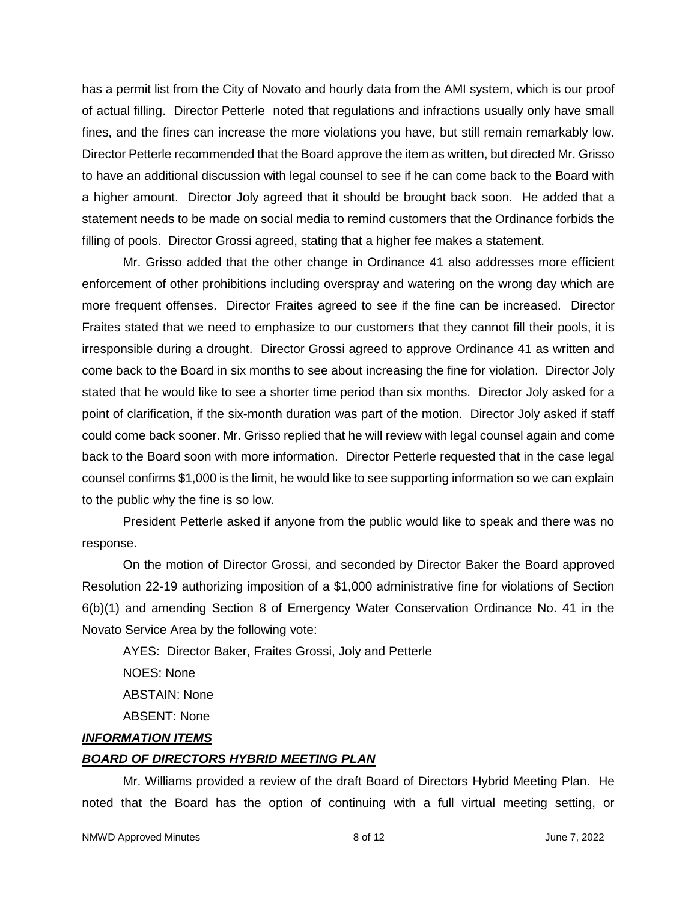has a permit list from the City of Novato and hourly data from the AMI system, which is our proof of actual filling. Director Petterle noted that regulations and infractions usually only have small fines, and the fines can increase the more violations you have, but still remain remarkably low. Director Petterle recommended that the Board approve the item as written, but directed Mr. Grisso to have an additional discussion with legal counsel to see if he can come back to the Board with a higher amount. Director Joly agreed that it should be brought back soon. He added that a statement needs to be made on social media to remind customers that the Ordinance forbids the filling of pools. Director Grossi agreed, stating that a higher fee makes a statement.

Mr. Grisso added that the other change in Ordinance 41 also addresses more efficient enforcement of other prohibitions including overspray and watering on the wrong day which are more frequent offenses. Director Fraites agreed to see if the fine can be increased. Director Fraites stated that we need to emphasize to our customers that they cannot fill their pools, it is irresponsible during a drought. Director Grossi agreed to approve Ordinance 41 as written and come back to the Board in six months to see about increasing the fine for violation. Director Joly stated that he would like to see a shorter time period than six months. Director Joly asked for a point of clarification, if the six-month duration was part of the motion. Director Joly asked if staff could come back sooner. Mr. Grisso replied that he will review with legal counsel again and come back to the Board soon with more information. Director Petterle requested that in the case legal counsel confirms $1,000 is the limit, he would like to see supporting information so we can explain to the public why the fine is so low.

President Petterle asked if anyone from the public would like to speak and there was no response.

On the motion of Director Grossi, and seconded by Director Baker the Board approved Resolution 22-19 authorizing imposition of a $1,000 administrative fine for violations of Section 6(b)(1) and amending Section 8 of Emergency Water Conservation Ordinance No. 41 in the Novato Service Area by the following vote:

AYES: Director Baker, Fraites Grossi, Joly and Petterle

NOES: None

ABSTAIN: None

ABSENT: None

***INFORMATION ITEMS***

***BOARD OF DIRECTORS HYBRID MEETING PLAN***

Mr. Williams provided a review of the draft Board of Directors Hybrid Meeting Plan. He noted that the Board has the option of continuing with a full virtual meeting setting, or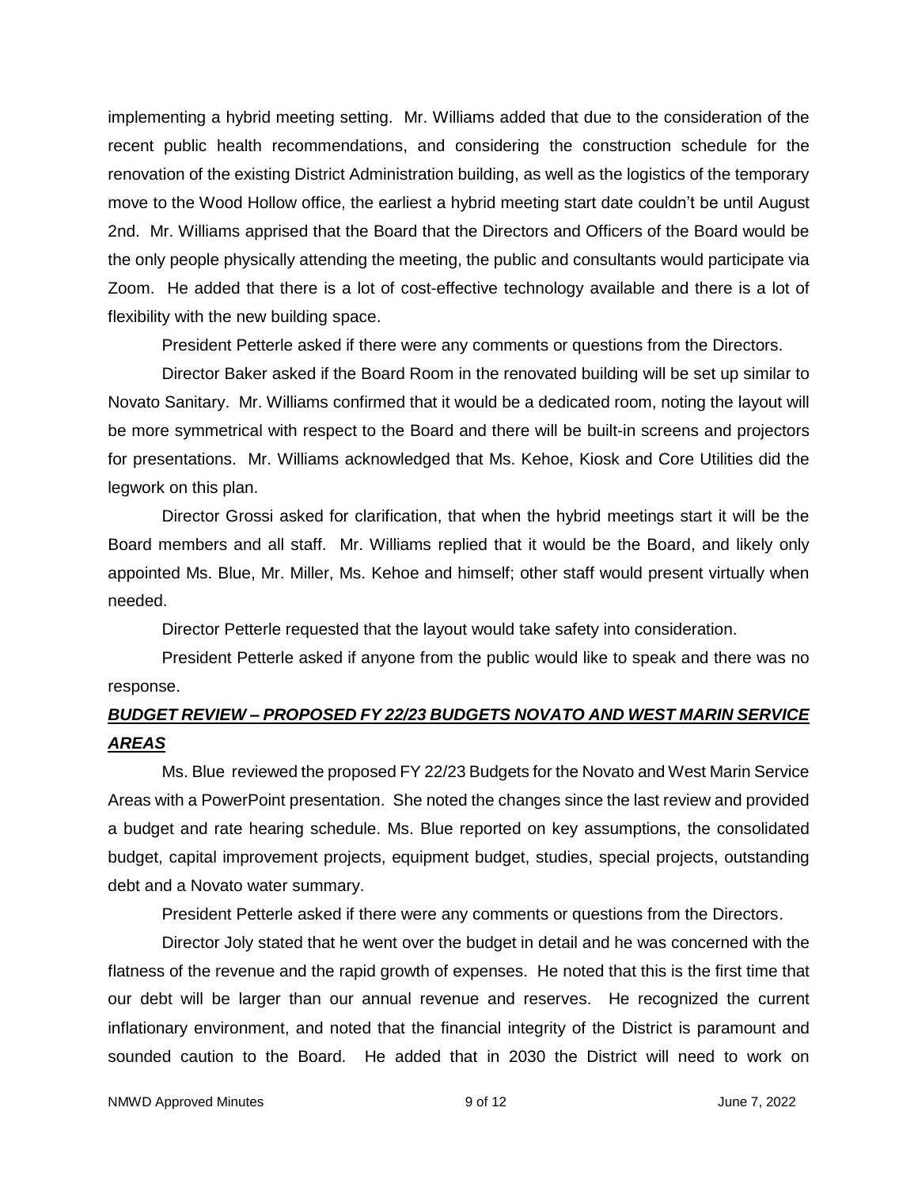implementing a hybrid meeting setting. Mr. Williams added that due to the consideration of the recent public health recommendations, and considering the construction schedule for the renovation of the existing District Administration building, as well as the logistics of the temporary move to the Wood Hollow office, the earliest a hybrid meeting start date couldn't be until August 2nd. Mr. Williams apprised that the Board that the Directors and Officers of the Board would be the only people physically attending the meeting, the public and consultants would participate via Zoom. He added that there is a lot of cost-effective technology available and there is a lot of flexibility with the new building space.

President Petterle asked if there were any comments or questions from the Directors.

Director Baker asked if the Board Room in the renovated building will be set up similar to Novato Sanitary. Mr. Williams confirmed that it would be a dedicated room, noting the layout will be more symmetrical with respect to the Board and there will be built-in screens and projectors for presentations. Mr. Williams acknowledged that Ms. Kehoe, Kiosk and Core Utilities did the legwork on this plan.

Director Grossi asked for clarification, that when the hybrid meetings start it will be the Board members and all staff. Mr. Williams replied that it would be the Board, and likely only appointed Ms. Blue, Mr. Miller, Ms. Kehoe and himself; other staff would present virtually when needed.

Director Petterle requested that the layout would take safety into consideration.

President Petterle asked if anyone from the public would like to speak and there was no response.

***BUDGET REVIEW – PROPOSED FY 22/23 BUDGETS NOVATO AND WEST MARIN SERVICE AREAS***

Ms. Blue reviewed the proposed FY 22/23 Budgets for the Novato and West Marin Service Areas with a PowerPoint presentation. She noted the changes since the last review and provided a budget and rate hearing schedule. Ms. Blue reported on key assumptions, the consolidated budget, capital improvement projects, equipment budget, studies, special projects, outstanding debt and a Novato water summary.

President Petterle asked if there were any comments or questions from the Directors.

Director Joly stated that he went over the budget in detail and he was concerned with the flatness of the revenue and the rapid growth of expenses. He noted that this is the first time that our debt will be larger than our annual revenue and reserves. He recognized the current inflationary environment, and noted that the financial integrity of the District is paramount and sounded caution to the Board. He added that in 2030 the District will need to work on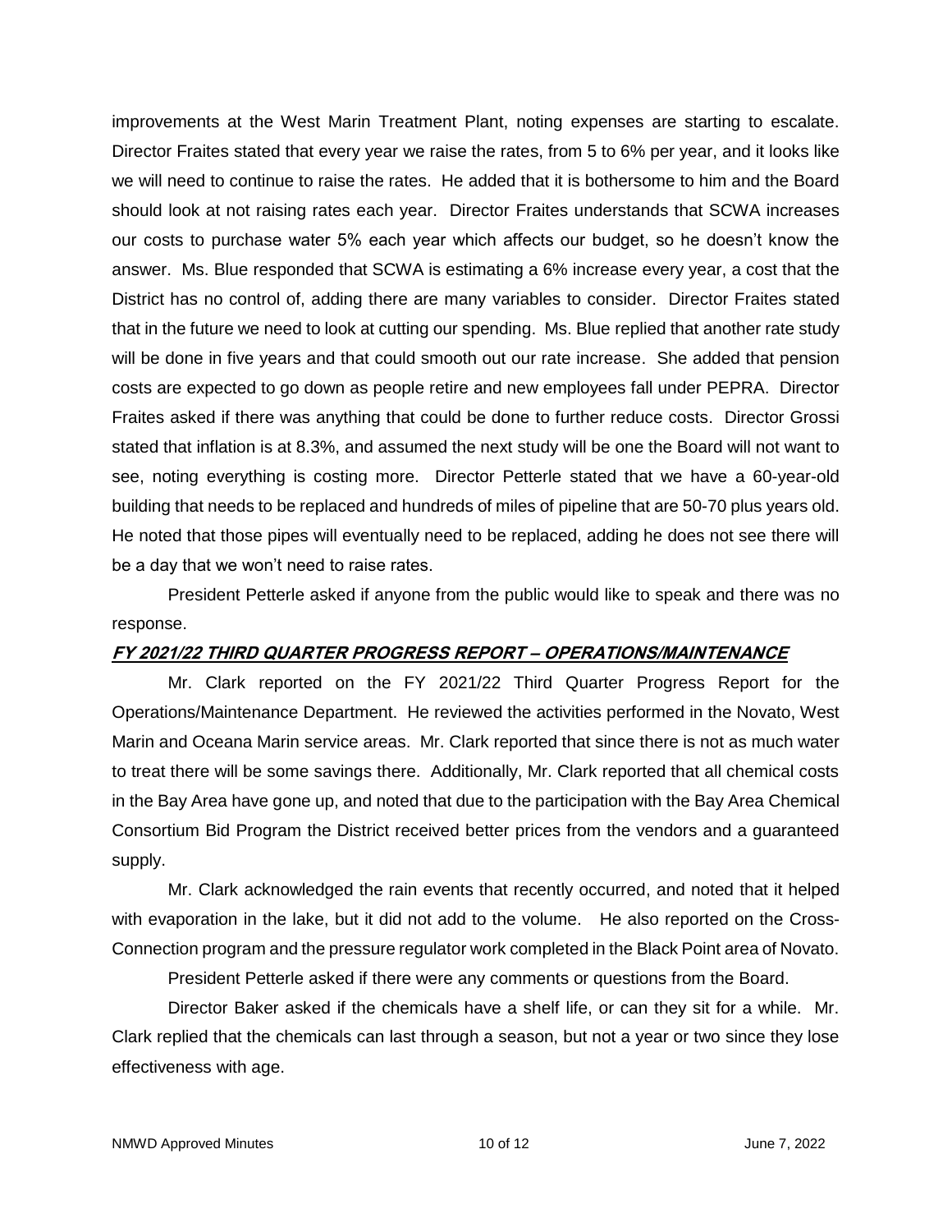improvements at the West Marin Treatment Plant, noting expenses are starting to escalate. Director Fraites stated that every year we raise the rates, from 5 to 6% per year, and it looks like we will need to continue to raise the rates. He added that it is bothersome to him and the Board should look at not raising rates each year. Director Fraites understands that SCWA increases our costs to purchase water 5% each year which affects our budget, so he doesn't know the answer. Ms. Blue responded that SCWA is estimating a 6% increase every year, a cost that the District has no control of, adding there are many variables to consider. Director Fraites stated that in the future we need to look at cutting our spending. Ms. Blue replied that another rate study will be done in five years and that could smooth out our rate increase. She added that pension costs are expected to go down as people retire and new employees fall under PEPRA. Director Fraites asked if there was anything that could be done to further reduce costs. Director Grossi stated that inflation is at 8.3%, and assumed the next study will be one the Board will not want to see, noting everything is costing more. Director Petterle stated that we have a 60-year-old building that needs to be replaced and hundreds of miles of pipeline that are 50-70 plus years old. He noted that those pipes will eventually need to be replaced, adding he does not see there will be a day that we won't need to raise rates.

President Petterle asked if anyone from the public would like to speak and there was no response.

***FY 2021/22 THIRD QUARTER PROGRESS REPORT – OPERATIONS/MAINTENANCE***

Mr. Clark reported on the FY 2021/22 Third Quarter Progress Report for the Operations/Maintenance Department. He reviewed the activities performed in the Novato, West Marin and Oceana Marin service areas. Mr. Clark reported that since there is not as much water to treat there will be some savings there. Additionally, Mr. Clark reported that all chemical costs in the Bay Area have gone up, and noted that due to the participation with the Bay Area Chemical Consortium Bid Program the District received better prices from the vendors and a guaranteed supply.

Mr. Clark acknowledged the rain events that recently occurred, and noted that it helped with evaporation in the lake, but it did not add to the volume. He also reported on the Cross-Connection program and the pressure regulator work completed in the Black Point area of Novato.

President Petterle asked if there were any comments or questions from the Board.

Director Baker asked if the chemicals have a shelf life, or can they sit for a while. Mr. Clark replied that the chemicals can last through a season, but not a year or two since they lose effectiveness with age.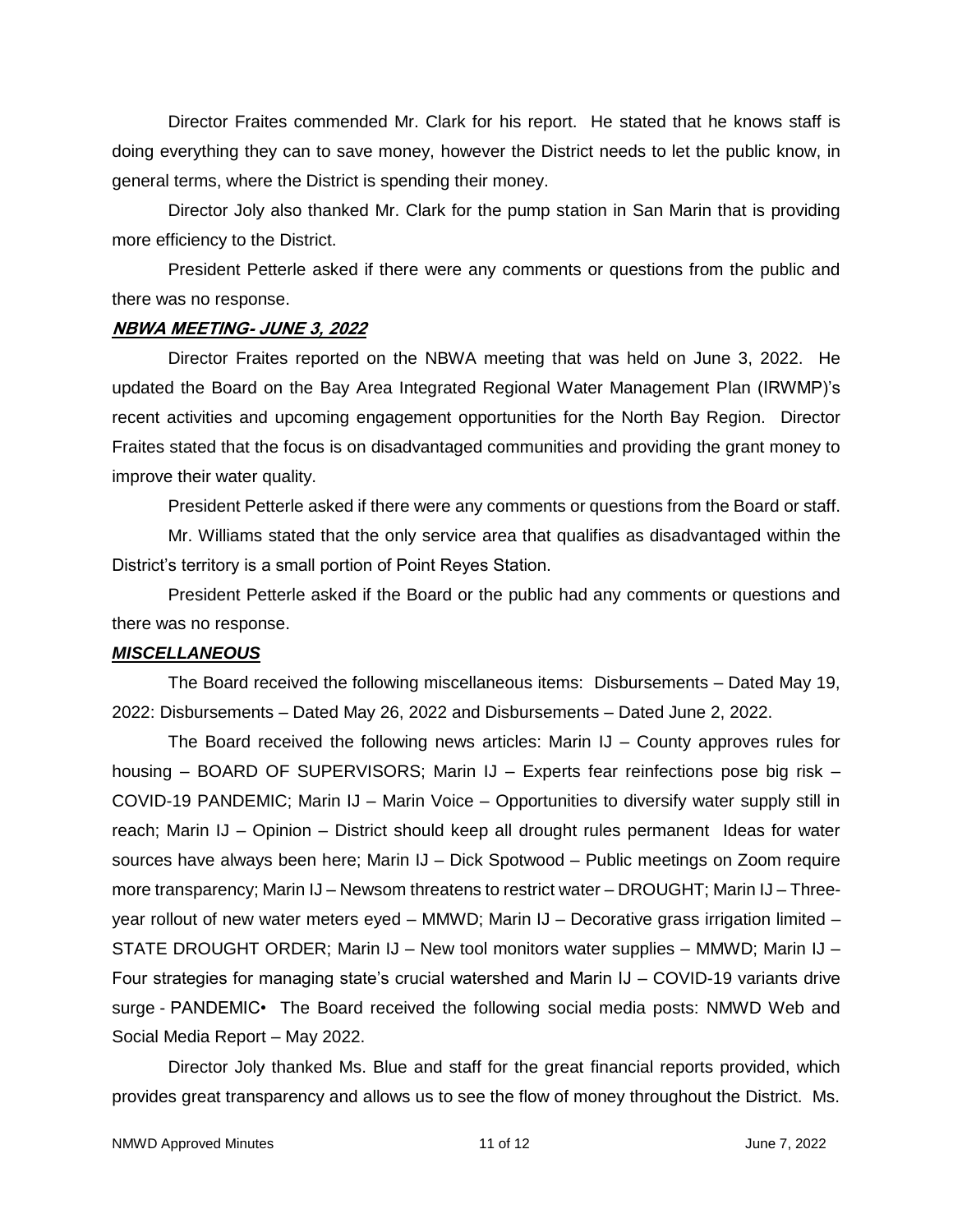Director Fraites commended Mr. Clark for his report. He stated that he knows staff is doing everything they can to save money, however the District needs to let the public know, in general terms, where the District is spending their money.

Director Joly also thanked Mr. Clark for the pump station in San Marin that is providing more efficiency to the District.

President Petterle asked if there were any comments or questions from the public and there was no response.

***NBWA MEETING- JUNE 3, 2022***

Director Fraites reported on the NBWA meeting that was held on June 3, 2022. He updated the Board on the Bay Area Integrated Regional Water Management Plan (IRWMP)'s recent activities and upcoming engagement opportunities for the North Bay Region. Director Fraites stated that the focus is on disadvantaged communities and providing the grant money to improve their water quality.

President Petterle asked if there were any comments or questions from the Board or staff.

Mr. Williams stated that the only service area that qualifies as disadvantaged within the District's territory is a small portion of Point Reyes Station.

President Petterle asked if the Board or the public had any comments or questions and there was no response.

***MISCELLANEOUS***

The Board received the following miscellaneous items: Disbursements – Dated May 19, 2022: Disbursements – Dated May 26, 2022 and Disbursements – Dated June 2, 2022.

The Board received the following news articles: Marin IJ – County approves rules for housing – BOARD OF SUPERVISORS; Marin IJ – Experts fear reinfections pose big risk – COVID-19 PANDEMIC; Marin IJ – Marin Voice – Opportunities to diversify water supply still in reach; Marin IJ – Opinion – District should keep all drought rules permanent Ideas for water sources have always been here; Marin IJ – Dick Spotwood – Public meetings on Zoom require more transparency; Marin IJ – Newsom threatens to restrict water – DROUGHT; Marin IJ – Three-year rollout of new water meters eyed – MMWD; Marin IJ – Decorative grass irrigation limited – STATE DROUGHT ORDER; Marin IJ – New tool monitors water supplies – MMWD; Marin IJ – Four strategies for managing state's crucial watershed and Marin IJ – COVID-19 variants drive surge - PANDEMIC• The Board received the following social media posts: NMWD Web and Social Media Report – May 2022.

Director Joly thanked Ms. Blue and staff for the great financial reports provided, which provides great transparency and allows us to see the flow of money throughout the District. Ms.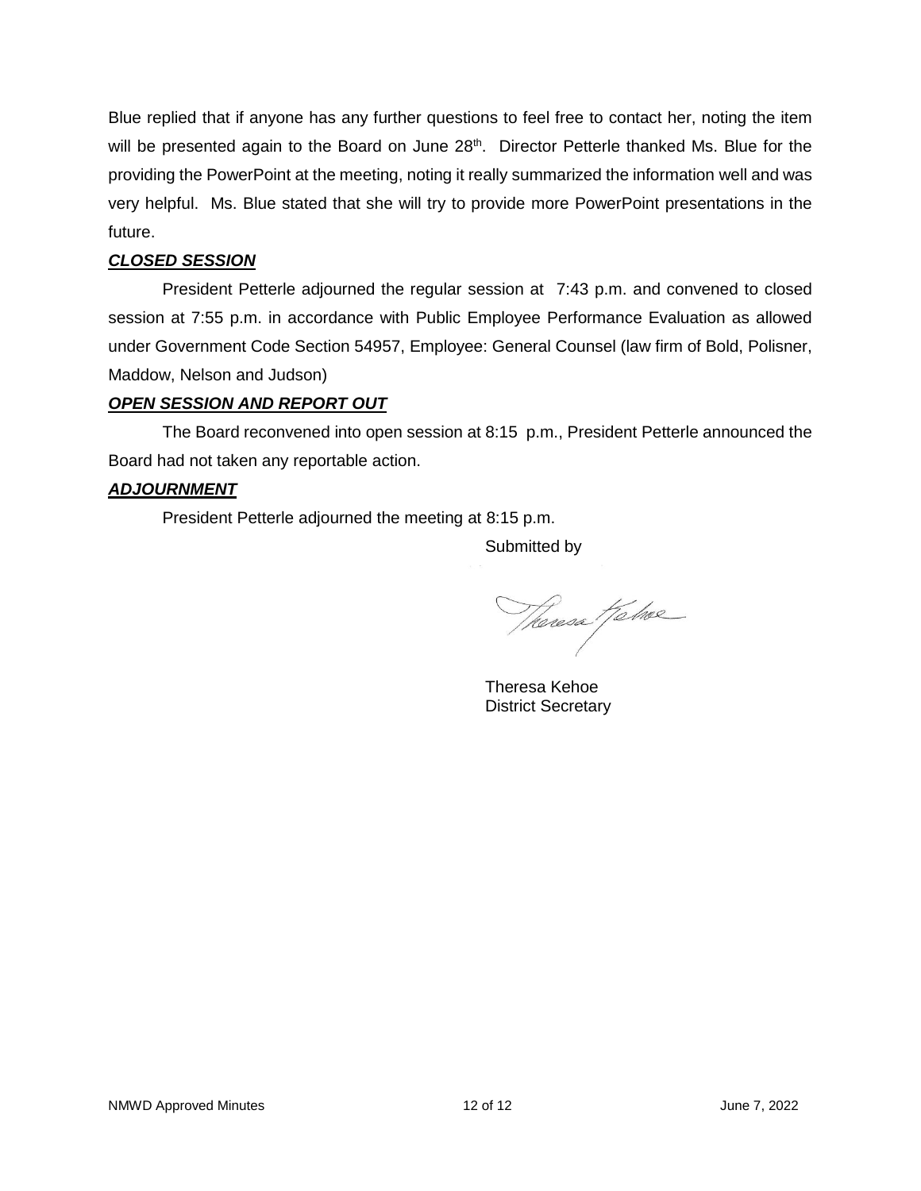Blue replied that if anyone has any further questions to feel free to contact her, noting the item will be presented again to the Board on June 28th. Director Petterle thanked Ms. Blue for the providing the PowerPoint at the meeting, noting it really summarized the information well and was very helpful. Ms. Blue stated that she will try to provide more PowerPoint presentations in the future.

***CLOSED SESSION***

President Petterle adjourned the regular session at 7:43 p.m. and convened to closed session at 7:55 p.m. in accordance with Public Employee Performance Evaluation as allowed under Government Code Section 54957, Employee: General Counsel (law firm of Bold, Polisner, Maddow, Nelson and Judson)

***OPEN SESSION AND REPORT OUT***

The Board reconvened into open session at 8:15 p.m., President Petterle announced the Board had not taken any reportable action.

***ADJOURNMENT***

President Petterle adjourned the meeting at 8:15 p.m.

Submitted by

Theresa Kehoe
District Secretary